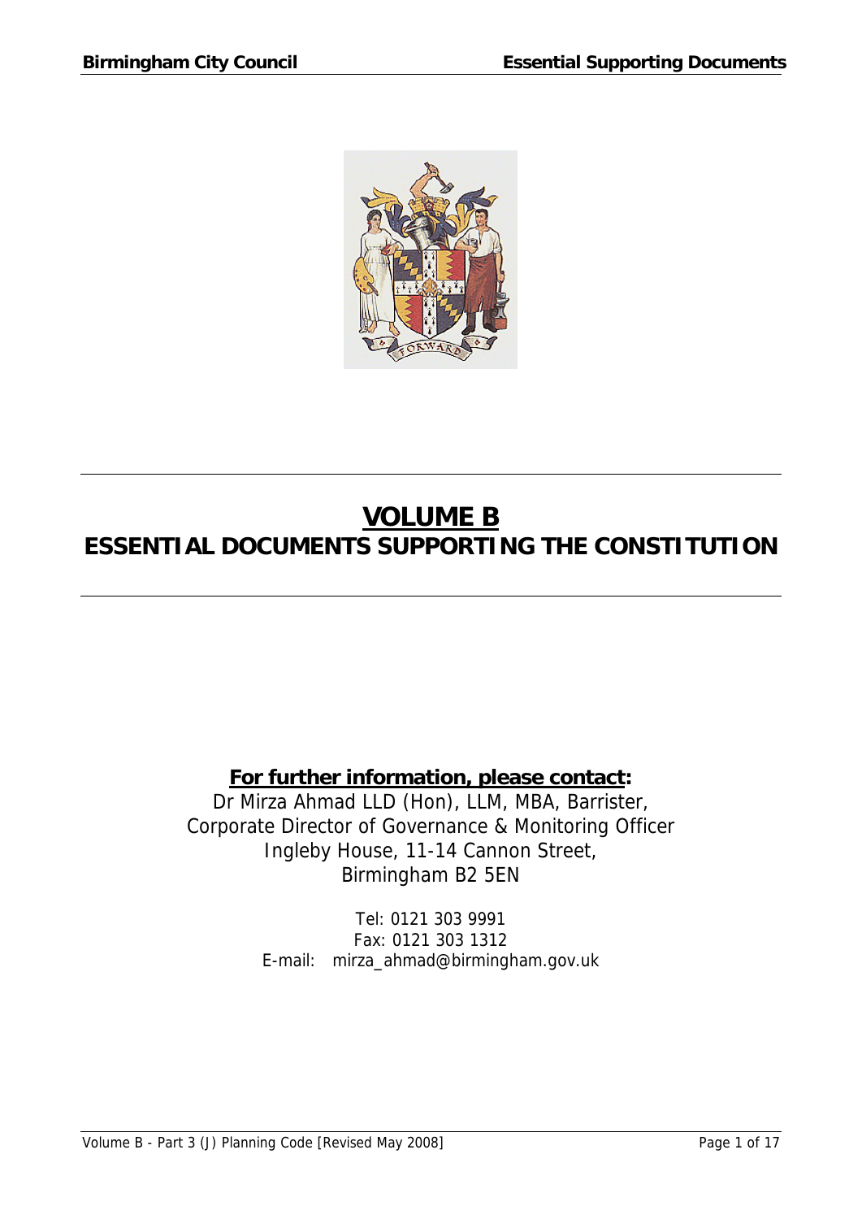# VOLUME B
## ESSENTIAL DOCUMENTS SUPPORTING THE CONSTITUTION

**For further information, please contact:**

Dr Mirza Ahmad LLD (Hon), LLM, MBA, Barrister,
Corporate Director of Governance & Monitoring Officer
Ingleby House, 11-14 Cannon Street,
Birmingham B2 5EN

Tel: 0121 303 9991
Fax: 0121 303 1312
E-mail: mirza_ahmad@birmingham.gov.uk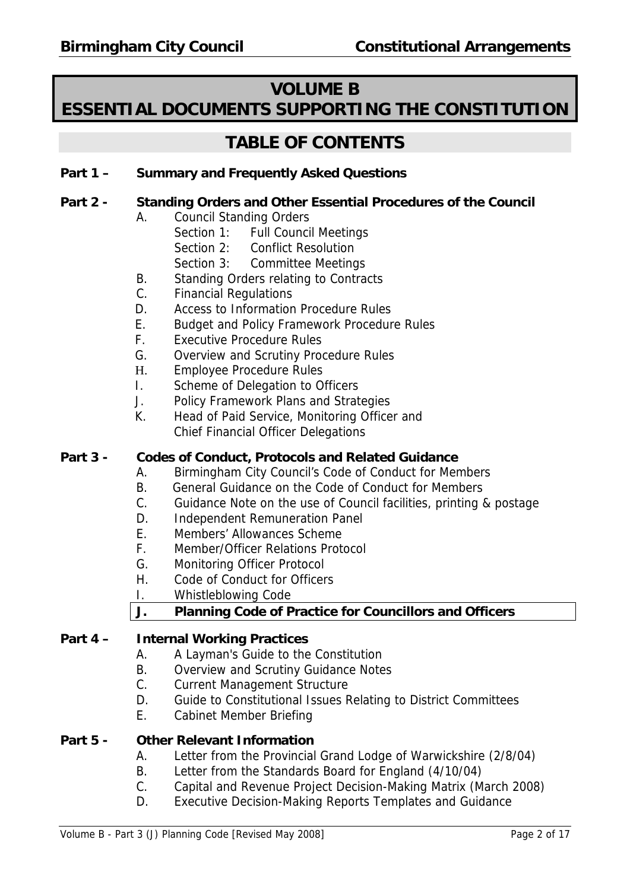# VOLUME B
# ESSENTIAL DOCUMENTS SUPPORTING THE CONSTITUTION

## TABLE OF CONTENTS

**Part 1 – Summary and Frequently Asked Questions**

**Part 2 - Standing Orders and Other Essential Procedures of the Council**

- A. Council Standing Orders
  - Section 1: Full Council Meetings
  - Section 2: Conflict Resolution
  - Section 3: Committee Meetings
- B. Standing Orders relating to Contracts
- C. Financial Regulations
- D. Access to Information Procedure Rules
- E. Budget and Policy Framework Procedure Rules
- F. Executive Procedure Rules
- G. Overview and Scrutiny Procedure Rules
- H. Employee Procedure Rules
- I. Scheme of Delegation to Officers
- J. Policy Framework Plans and Strategies
- K. Head of Paid Service, Monitoring Officer and Chief Financial Officer Delegations

**Part 3 - Codes of Conduct, Protocols and Related Guidance**

- A. Birmingham City Council's Code of Conduct for Members
- B. General Guidance on the Code of Conduct for Members
- C. Guidance Note on the use of Council facilities, printing & postage
- D. Independent Remuneration Panel
- E. Members' Allowances Scheme
- F. Member/Officer Relations Protocol
- G. Monitoring Officer Protocol
- H. Code of Conduct for Officers
- I. Whistleblowing Code
- **J. Planning Code of Practice for Councillors and Officers**

**Part 4 – Internal Working Practices**

- A. A Layman's Guide to the Constitution
- B. Overview and Scrutiny Guidance Notes
- C. Current Management Structure
- D. Guide to Constitutional Issues Relating to District Committees
- E. Cabinet Member Briefing

**Part 5 - Other Relevant Information**

- A. Letter from the Provincial Grand Lodge of Warwickshire (2/8/04)
- B. Letter from the Standards Board for England (4/10/04)
- C. Capital and Revenue Project Decision-Making Matrix (March 2008)
- D. Executive Decision-Making Reports Templates and Guidance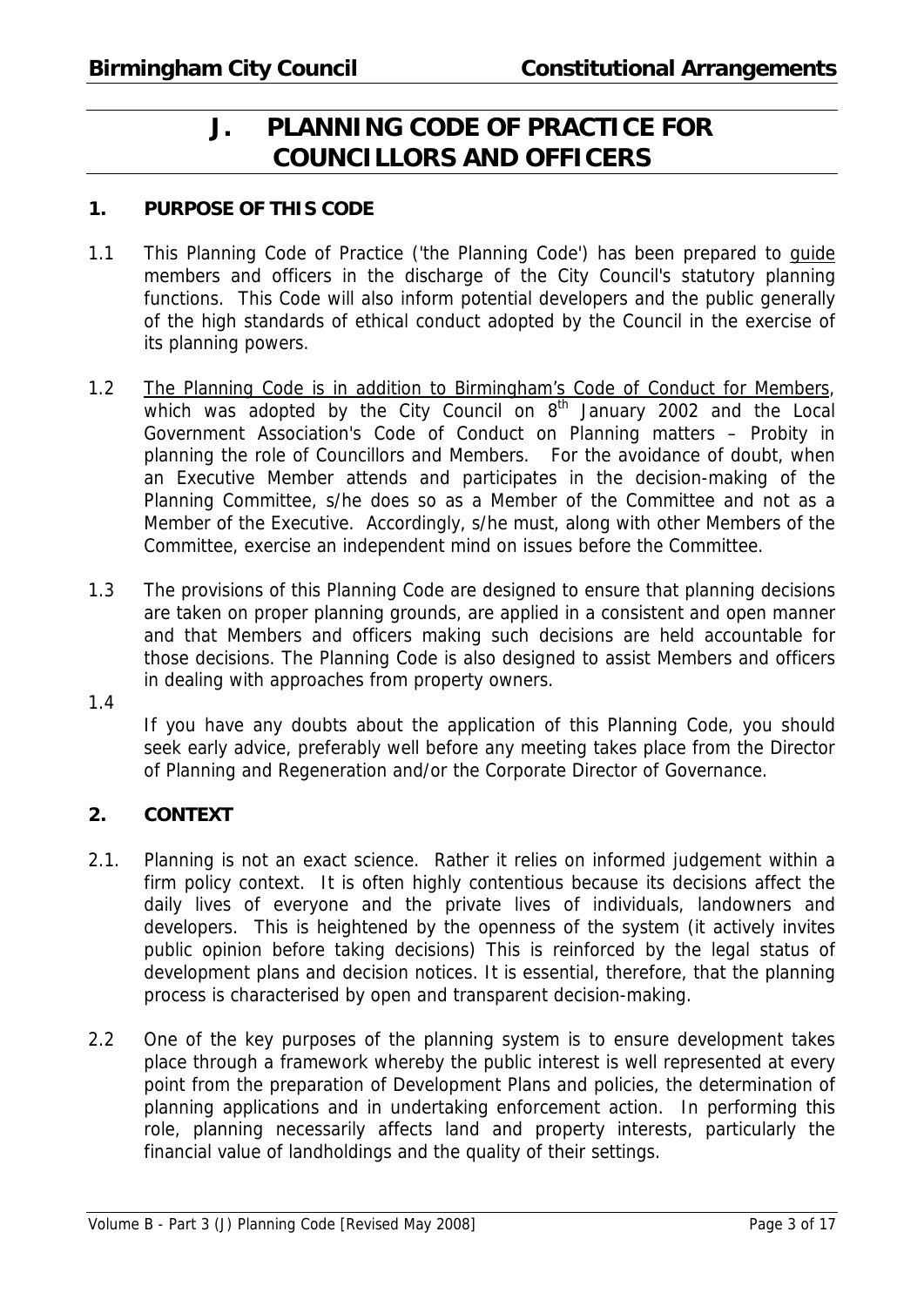# J. PLANNING CODE OF PRACTICE FOR COUNCILLORS AND OFFICERS

## 1. PURPOSE OF THIS CODE

1.1 This Planning Code of Practice ('the Planning Code') has been prepared to guide members and officers in the discharge of the City Council's statutory planning functions. This Code will also inform potential developers and the public generally of the high standards of ethical conduct adopted by the Council in the exercise of its planning powers.

1.2 The Planning Code is in addition to Birmingham's Code of Conduct for Members, which was adopted by the City Council on 8th January 2002 and the Local Government Association's Code of Conduct on Planning matters – Probity in planning the role of Councillors and Members. For the avoidance of doubt, when an Executive Member attends and participates in the decision-making of the Planning Committee, s/he does so as a Member of the Committee and not as a Member of the Executive. Accordingly, s/he must, along with other Members of the Committee, exercise an independent mind on issues before the Committee.

1.3 The provisions of this Planning Code are designed to ensure that planning decisions are taken on proper planning grounds, are applied in a consistent and open manner and that Members and officers making such decisions are held accountable for those decisions. The Planning Code is also designed to assist Members and officers in dealing with approaches from property owners.

1.4 If you have any doubts about the application of this Planning Code, you should seek early advice, preferably well before any meeting takes place from the Director of Planning and Regeneration and/or the Corporate Director of Governance.

## 2. CONTEXT

2.1. Planning is not an exact science. Rather it relies on informed judgement within a firm policy context. It is often highly contentious because its decisions affect the daily lives of everyone and the private lives of individuals, landowners and developers. This is heightened by the openness of the system (it actively invites public opinion before taking decisions) This is reinforced by the legal status of development plans and decision notices. It is essential, therefore, that the planning process is characterised by open and transparent decision-making.

2.2 One of the key purposes of the planning system is to ensure development takes place through a framework whereby the public interest is well represented at every point from the preparation of Development Plans and policies, the determination of planning applications and in undertaking enforcement action. In performing this role, planning necessarily affects land and property interests, particularly the financial value of landholdings and the quality of their settings.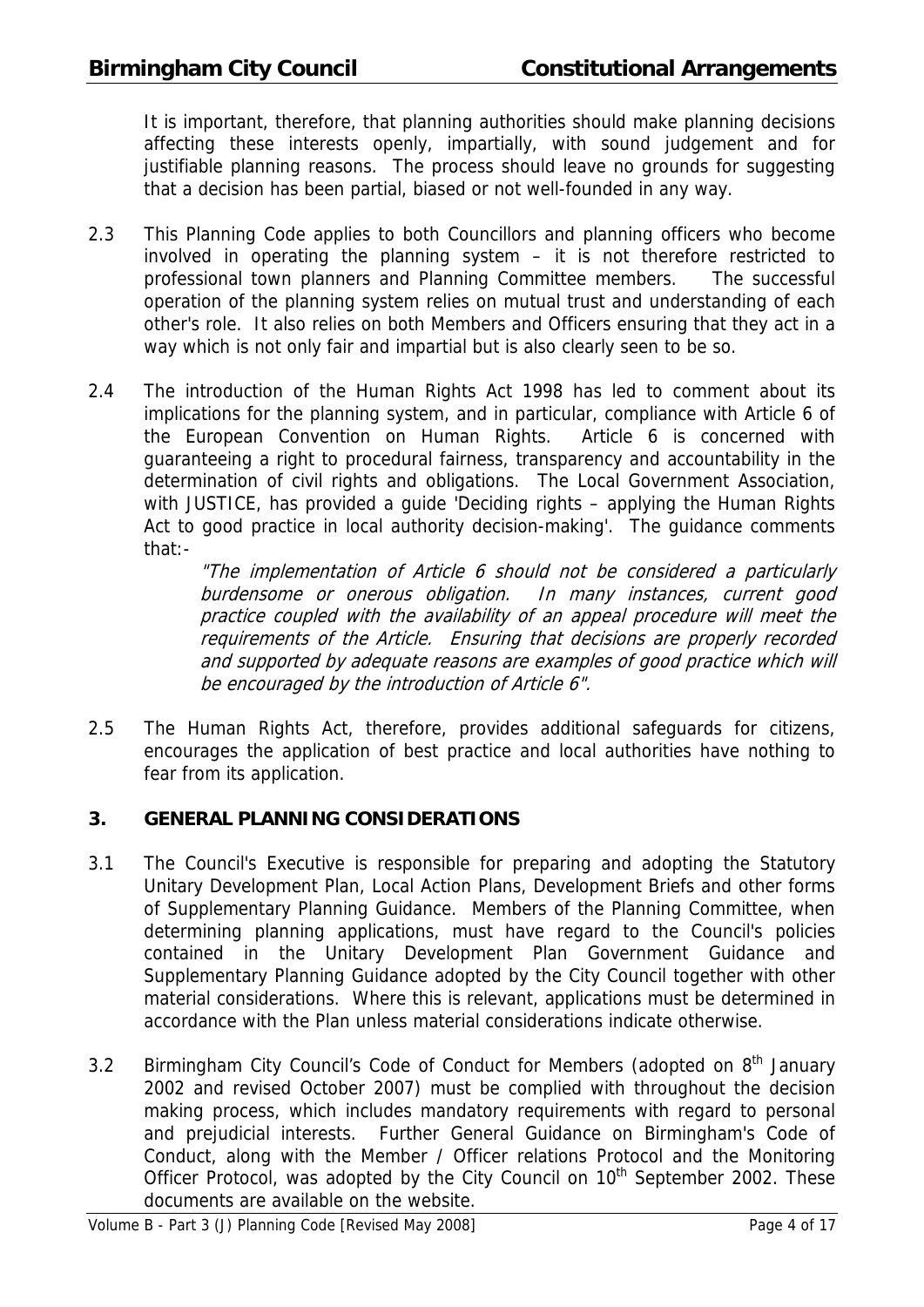It is important, therefore, that planning authorities should make planning decisions affecting these interests openly, impartially, with sound judgement and for justifiable planning reasons. The process should leave no grounds for suggesting that a decision has been partial, biased or not well-founded in any way.

2.3 This Planning Code applies to both Councillors and planning officers who become involved in operating the planning system – it is not therefore restricted to professional town planners and Planning Committee members. The successful operation of the planning system relies on mutual trust and understanding of each other's role. It also relies on both Members and Officers ensuring that they act in a way which is not only fair and impartial but is also clearly seen to be so.

2.4 The introduction of the Human Rights Act 1998 has led to comment about its implications for the planning system, and in particular, compliance with Article 6 of the European Convention on Human Rights. Article 6 is concerned with guaranteeing a right to procedural fairness, transparency and accountability in the determination of civil rights and obligations. The Local Government Association, with JUSTICE, has provided a guide 'Deciding rights – applying the Human Rights Act to good practice in local authority decision-making'. The guidance comments that:-

> *"The implementation of Article 6 should not be considered a particularly burdensome or onerous obligation. In many instances, current good practice coupled with the availability of an appeal procedure will meet the requirements of the Article. Ensuring that decisions are properly recorded and supported by adequate reasons are examples of good practice which will be encouraged by the introduction of Article 6".*

2.5 The Human Rights Act, therefore, provides additional safeguards for citizens, encourages the application of best practice and local authorities have nothing to fear from its application.

## 3. GENERAL PLANNING CONSIDERATIONS

3.1 The Council's Executive is responsible for preparing and adopting the Statutory Unitary Development Plan, Local Action Plans, Development Briefs and other forms of Supplementary Planning Guidance. Members of the Planning Committee, when determining planning applications, must have regard to the Council's policies contained in the Unitary Development Plan Government Guidance and Supplementary Planning Guidance adopted by the City Council together with other material considerations. Where this is relevant, applications must be determined in accordance with the Plan unless material considerations indicate otherwise.

3.2 Birmingham City Council's Code of Conduct for Members (adopted on 8th January 2002 and revised October 2007) must be complied with throughout the decision making process, which includes mandatory requirements with regard to personal and prejudicial interests. Further General Guidance on Birmingham's Code of Conduct, along with the Member / Officer relations Protocol and the Monitoring Officer Protocol, was adopted by the City Council on 10th September 2002. These documents are available on the website.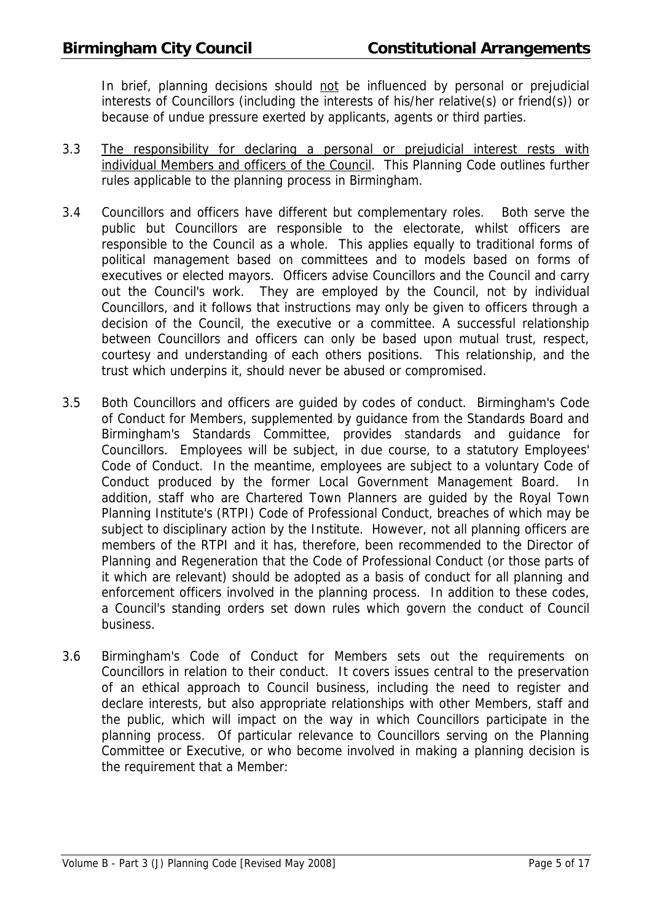In brief, planning decisions should <u>not</u> be influenced by personal or prejudicial interests of Councillors (including the interests of his/her relative(s) or friend(s)) or because of undue pressure exerted by applicants, agents or third parties.

3.3 <u>The responsibility for declaring a personal or prejudicial interest rests with individual Members and officers of the Council</u>. This Planning Code outlines further rules applicable to the planning process in Birmingham.

3.4 Councillors and officers have different but complementary roles. Both serve the public but Councillors are responsible to the electorate, whilst officers are responsible to the Council as a whole. This applies equally to traditional forms of political management based on committees and to models based on forms of executives or elected mayors. Officers advise Councillors and the Council and carry out the Council's work. They are employed by the Council, not by individual Councillors, and it follows that instructions may only be given to officers through a decision of the Council, the executive or a committee. A successful relationship between Councillors and officers can only be based upon mutual trust, respect, courtesy and understanding of each others positions. This relationship, and the trust which underpins it, should never be abused or compromised.

3.5 Both Councillors and officers are guided by codes of conduct. Birmingham's Code of Conduct for Members, supplemented by guidance from the Standards Board and Birmingham's Standards Committee, provides standards and guidance for Councillors. Employees will be subject, in due course, to a statutory Employees' Code of Conduct. In the meantime, employees are subject to a voluntary Code of Conduct produced by the former Local Government Management Board. In addition, staff who are Chartered Town Planners are guided by the Royal Town Planning Institute's (RTPI) Code of Professional Conduct, breaches of which may be subject to disciplinary action by the Institute. However, not all planning officers are members of the RTPI and it has, therefore, been recommended to the Director of Planning and Regeneration that the Code of Professional Conduct (or those parts of it which are relevant) should be adopted as a basis of conduct for all planning and enforcement officers involved in the planning process. In addition to these codes, a Council's standing orders set down rules which govern the conduct of Council business.

3.6 Birmingham's Code of Conduct for Members sets out the requirements on Councillors in relation to their conduct. It covers issues central to the preservation of an ethical approach to Council business, including the need to register and declare interests, but also appropriate relationships with other Members, staff and the public, which will impact on the way in which Councillors participate in the planning process. Of particular relevance to Councillors serving on the Planning Committee or Executive, or who become involved in making a planning decision is the requirement that a Member: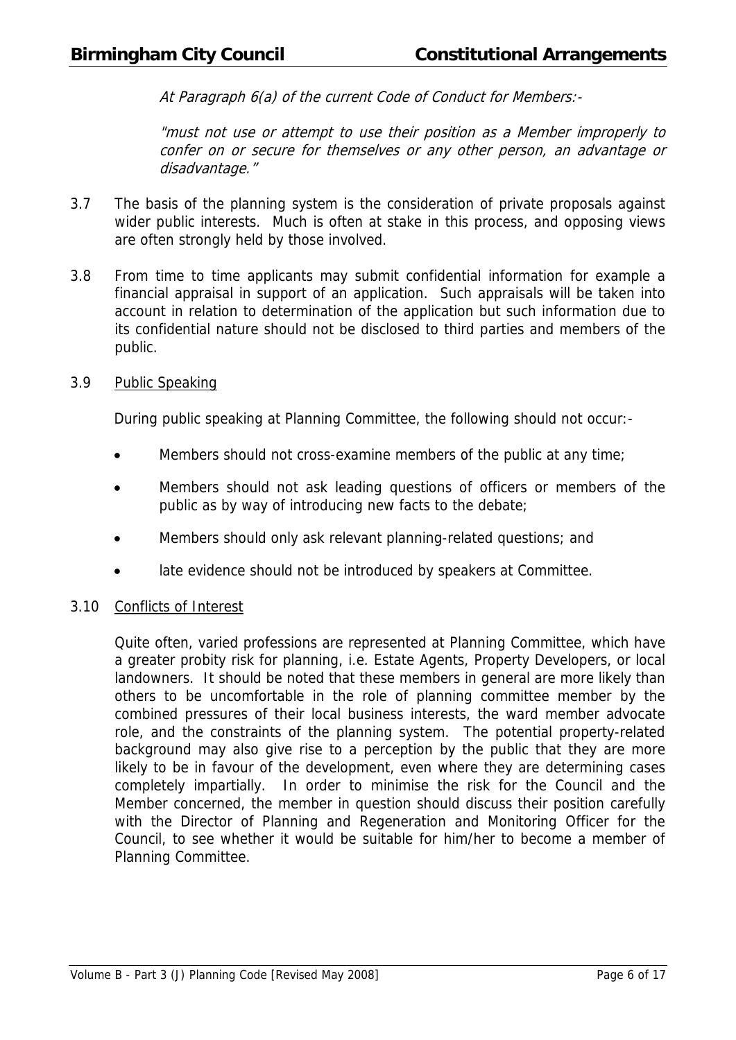*At Paragraph 6(a) of the current Code of Conduct for Members:-*

*"must not use or attempt to use their position as a Member improperly to confer on or secure for themselves or any other person, an advantage or disadvantage."*

3.7 The basis of the planning system is the consideration of private proposals against wider public interests. Much is often at stake in this process, and opposing views are often strongly held by those involved.

3.8 From time to time applicants may submit confidential information for example a financial appraisal in support of an application. Such appraisals will be taken into account in relation to determination of the application but such information due to its confidential nature should not be disclosed to third parties and members of the public.

3.9 <u>Public Speaking</u>

During public speaking at Planning Committee, the following should not occur:-

- Members should not cross-examine members of the public at any time;
- Members should not ask leading questions of officers or members of the public as by way of introducing new facts to the debate;
- Members should only ask relevant planning-related questions; and
- late evidence should not be introduced by speakers at Committee.

3.10 <u>Conflicts of Interest</u>

Quite often, varied professions are represented at Planning Committee, which have a greater probity risk for planning, i.e. Estate Agents, Property Developers, or local landowners. It should be noted that these members in general are more likely than others to be uncomfortable in the role of planning committee member by the combined pressures of their local business interests, the ward member advocate role, and the constraints of the planning system. The potential property-related background may also give rise to a perception by the public that they are more likely to be in favour of the development, even where they are determining cases completely impartially. In order to minimise the risk for the Council and the Member concerned, the member in question should discuss their position carefully with the Director of Planning and Regeneration and Monitoring Officer for the Council, to see whether it would be suitable for him/her to become a member of Planning Committee.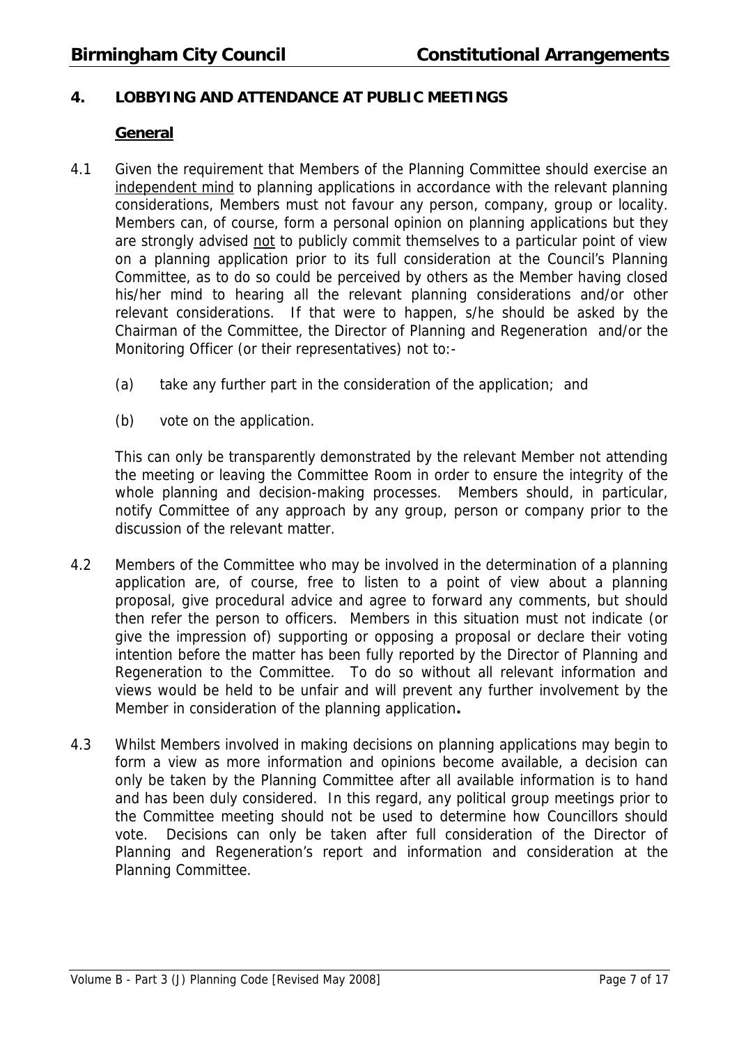## 4. LOBBYING AND ATTENDANCE AT PUBLIC MEETINGS

### General

4.1 Given the requirement that Members of the Planning Committee should exercise an independent mind to planning applications in accordance with the relevant planning considerations, Members must not favour any person, company, group or locality. Members can, of course, form a personal opinion on planning applications but they are strongly advised not to publicly commit themselves to a particular point of view on a planning application prior to its full consideration at the Council's Planning Committee, as to do so could be perceived by others as the Member having closed his/her mind to hearing all the relevant planning considerations and/or other relevant considerations. If that were to happen, s/he should be asked by the Chairman of the Committee, the Director of Planning and Regeneration and/or the Monitoring Officer (or their representatives) not to:-

(a) take any further part in the consideration of the application; and

(b) vote on the application.

This can only be transparently demonstrated by the relevant Member not attending the meeting or leaving the Committee Room in order to ensure the integrity of the whole planning and decision-making processes. Members should, in particular, notify Committee of any approach by any group, person or company prior to the discussion of the relevant matter.

4.2 Members of the Committee who may be involved in the determination of a planning application are, of course, free to listen to a point of view about a planning proposal, give procedural advice and agree to forward any comments, but should then refer the person to officers. Members in this situation must not indicate (or give the impression of) supporting or opposing a proposal or declare their voting intention before the matter has been fully reported by the Director of Planning and Regeneration to the Committee. To do so without all relevant information and views would be held to be unfair and will prevent any further involvement by the Member in consideration of the planning application**.**

4.3 Whilst Members involved in making decisions on planning applications may begin to form a view as more information and opinions become available, a decision can only be taken by the Planning Committee after all available information is to hand and has been duly considered. In this regard, any political group meetings prior to the Committee meeting should not be used to determine how Councillors should vote. Decisions can only be taken after full consideration of the Director of Planning and Regeneration's report and information and consideration at the Planning Committee.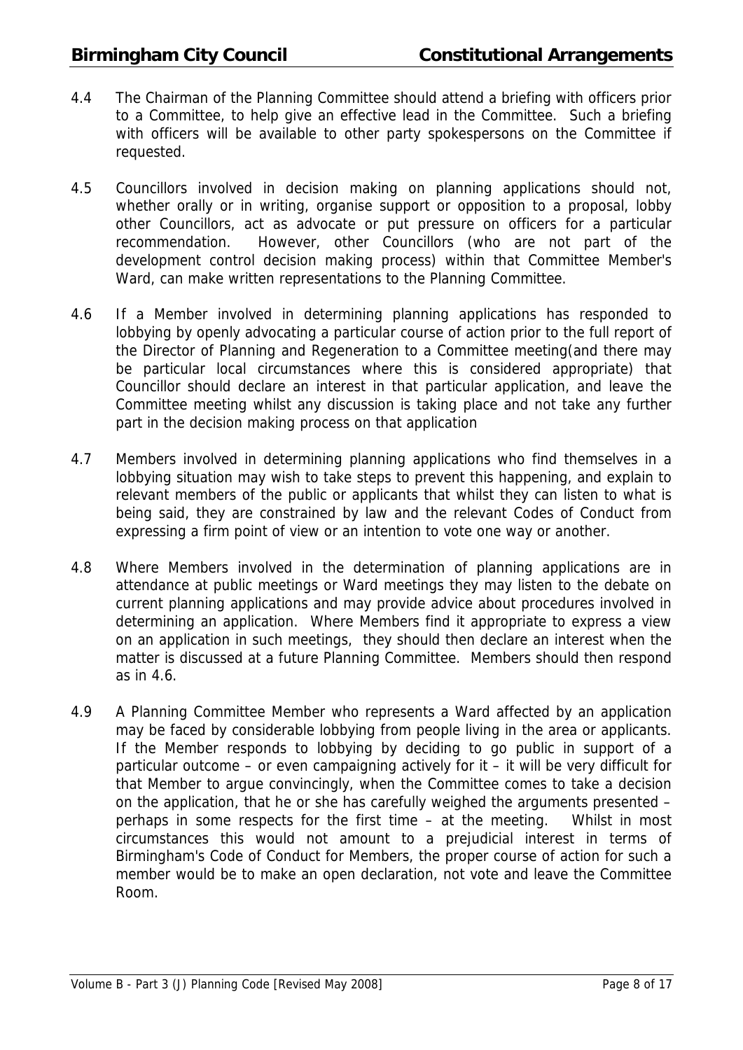4.4 The Chairman of the Planning Committee should attend a briefing with officers prior to a Committee, to help give an effective lead in the Committee. Such a briefing with officers will be available to other party spokespersons on the Committee if requested.

4.5 Councillors involved in decision making on planning applications should not, whether orally or in writing, organise support or opposition to a proposal, lobby other Councillors, act as advocate or put pressure on officers for a particular recommendation. However, other Councillors (who are not part of the development control decision making process) within that Committee Member's Ward, can make written representations to the Planning Committee.

4.6 If a Member involved in determining planning applications has responded to lobbying by openly advocating a particular course of action prior to the full report of the Director of Planning and Regeneration to a Committee meeting(and there may be particular local circumstances where this is considered appropriate) that Councillor should declare an interest in that particular application, and leave the Committee meeting whilst any discussion is taking place and not take any further part in the decision making process on that application

4.7 Members involved in determining planning applications who find themselves in a lobbying situation may wish to take steps to prevent this happening, and explain to relevant members of the public or applicants that whilst they can listen to what is being said, they are constrained by law and the relevant Codes of Conduct from expressing a firm point of view or an intention to vote one way or another.

4.8 Where Members involved in the determination of planning applications are in attendance at public meetings or Ward meetings they may listen to the debate on current planning applications and may provide advice about procedures involved in determining an application. Where Members find it appropriate to express a view on an application in such meetings, they should then declare an interest when the matter is discussed at a future Planning Committee. Members should then respond as in 4.6.

4.9 A Planning Committee Member who represents a Ward affected by an application may be faced by considerable lobbying from people living in the area or applicants. If the Member responds to lobbying by deciding to go public in support of a particular outcome – or even campaigning actively for it – it will be very difficult for that Member to argue convincingly, when the Committee comes to take a decision on the application, that he or she has carefully weighed the arguments presented – perhaps in some respects for the first time – at the meeting. Whilst in most circumstances this would not amount to a prejudicial interest in terms of Birmingham's Code of Conduct for Members, the proper course of action for such a member would be to make an open declaration, not vote and leave the Committee Room.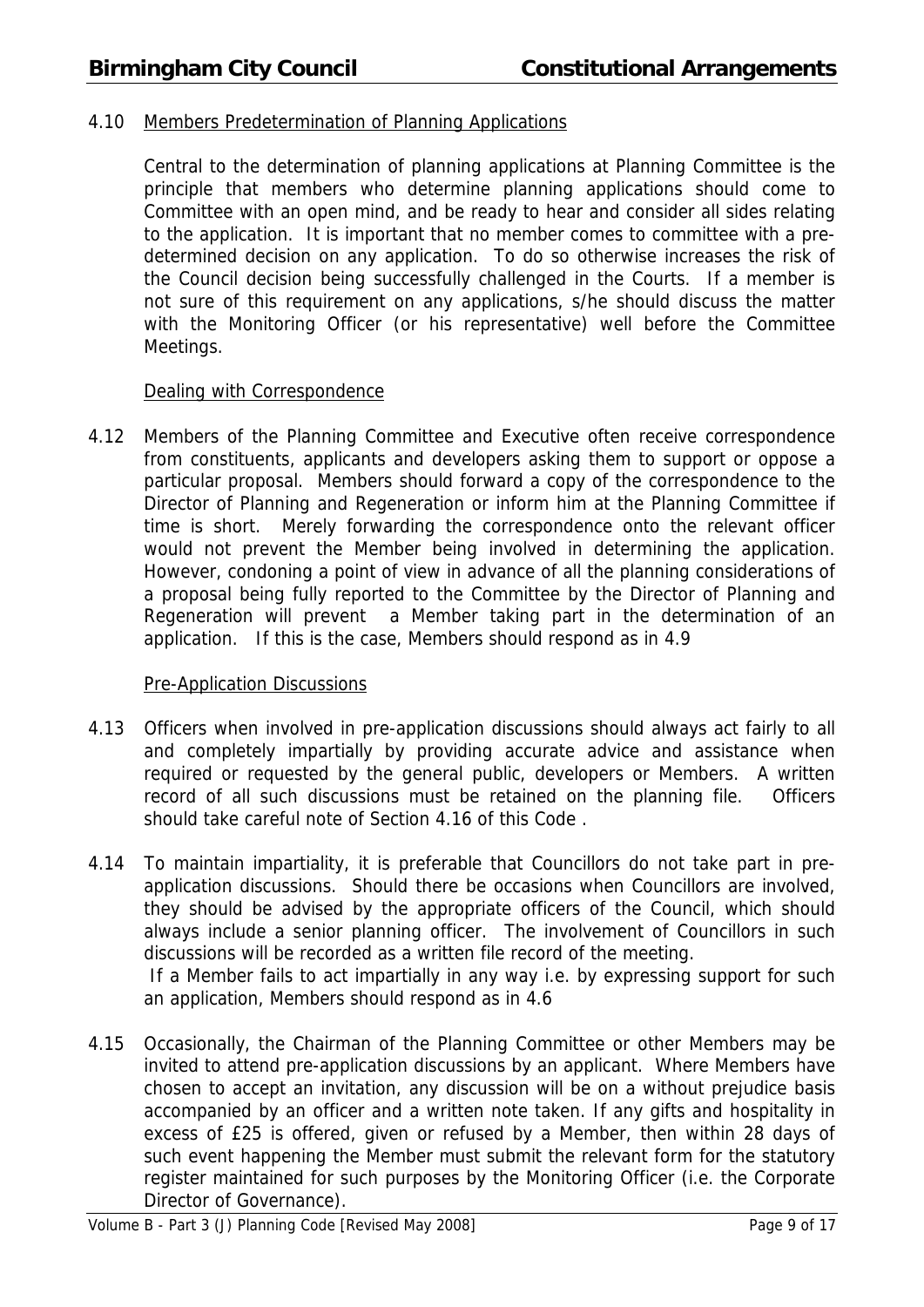4.10 Members Predetermination of Planning Applications

Central to the determination of planning applications at Planning Committee is the principle that members who determine planning applications should come to Committee with an open mind, and be ready to hear and consider all sides relating to the application. It is important that no member comes to committee with a pre-determined decision on any application. To do so otherwise increases the risk of the Council decision being successfully challenged in the Courts. If a member is not sure of this requirement on any applications, s/he should discuss the matter with the Monitoring Officer (or his representative) well before the Committee Meetings.

Dealing with Correspondence

4.12 Members of the Planning Committee and Executive often receive correspondence from constituents, applicants and developers asking them to support or oppose a particular proposal. Members should forward a copy of the correspondence to the Director of Planning and Regeneration or inform him at the Planning Committee if time is short. Merely forwarding the correspondence onto the relevant officer would not prevent the Member being involved in determining the application. However, condoning a point of view in advance of all the planning considerations of a proposal being fully reported to the Committee by the Director of Planning and Regeneration will prevent a Member taking part in the determination of an application. If this is the case, Members should respond as in 4.9

Pre-Application Discussions

4.13 Officers when involved in pre-application discussions should always act fairly to all and completely impartially by providing accurate advice and assistance when required or requested by the general public, developers or Members. A written record of all such discussions must be retained on the planning file. Officers should take careful note of Section 4.16 of this Code .

4.14 To maintain impartiality, it is preferable that Councillors do not take part in pre-application discussions. Should there be occasions when Councillors are involved, they should be advised by the appropriate officers of the Council, which should always include a senior planning officer. The involvement of Councillors in such discussions will be recorded as a written file record of the meeting.
If a Member fails to act impartially in any way i.e. by expressing support for such an application, Members should respond as in 4.6

4.15 Occasionally, the Chairman of the Planning Committee or other Members may be invited to attend pre-application discussions by an applicant. Where Members have chosen to accept an invitation, any discussion will be on a without prejudice basis accompanied by an officer and a written note taken. If any gifts and hospitality in excess of £25 is offered, given or refused by a Member, then within 28 days of such event happening the Member must submit the relevant form for the statutory register maintained for such purposes by the Monitoring Officer (i.e. the Corporate Director of Governance).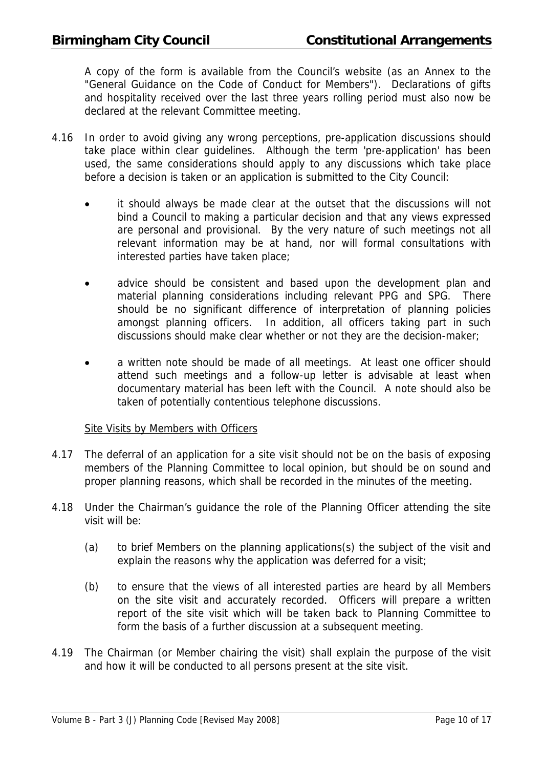A copy of the form is available from the Council's website (as an Annex to the "General Guidance on the Code of Conduct for Members"). Declarations of gifts and hospitality received over the last three years rolling period must also now be declared at the relevant Committee meeting.

4.16 In order to avoid giving any wrong perceptions, pre-application discussions should take place within clear guidelines. Although the term 'pre-application' has been used, the same considerations should apply to any discussions which take place before a decision is taken or an application is submitted to the City Council:

- it should always be made clear at the outset that the discussions will not bind a Council to making a particular decision and that any views expressed are personal and provisional. By the very nature of such meetings not all relevant information may be at hand, nor will formal consultations with interested parties have taken place;
- advice should be consistent and based upon the development plan and material planning considerations including relevant PPG and SPG. There should be no significant difference of interpretation of planning policies amongst planning officers. In addition, all officers taking part in such discussions should make clear whether or not they are the decision-maker;
- a written note should be made of all meetings. At least one officer should attend such meetings and a follow-up letter is advisable at least when documentary material has been left with the Council. A note should also be taken of potentially contentious telephone discussions.

<u>Site Visits by Members with Officers</u>

4.17 The deferral of an application for a site visit should not be on the basis of exposing members of the Planning Committee to local opinion, but should be on sound and proper planning reasons, which shall be recorded in the minutes of the meeting.

4.18 Under the Chairman's guidance the role of the Planning Officer attending the site visit will be:

(a) to brief Members on the planning applications(s) the subject of the visit and explain the reasons why the application was deferred for a visit;

(b) to ensure that the views of all interested parties are heard by all Members on the site visit and accurately recorded. Officers will prepare a written report of the site visit which will be taken back to Planning Committee to form the basis of a further discussion at a subsequent meeting.

4.19 The Chairman (or Member chairing the visit) shall explain the purpose of the visit and how it will be conducted to all persons present at the site visit.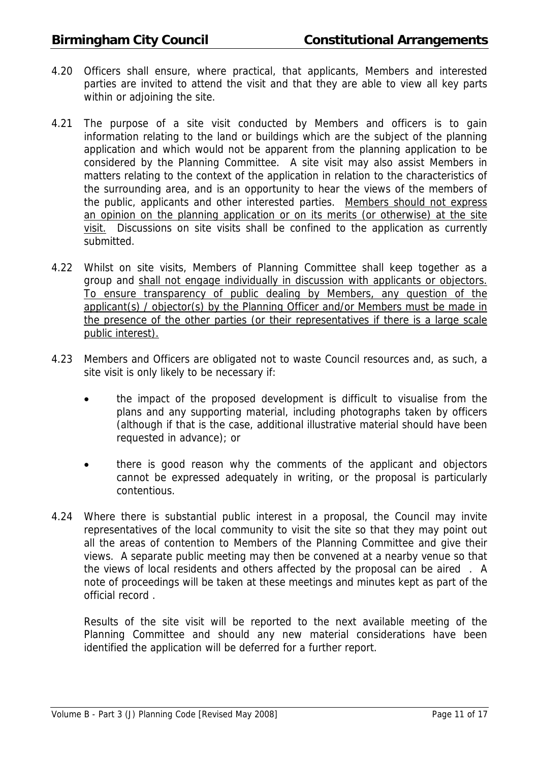4.20 Officers shall ensure, where practical, that applicants, Members and interested parties are invited to attend the visit and that they are able to view all key parts within or adjoining the site.

4.21 The purpose of a site visit conducted by Members and officers is to gain information relating to the land or buildings which are the subject of the planning application and which would not be apparent from the planning application to be considered by the Planning Committee. A site visit may also assist Members in matters relating to the context of the application in relation to the characteristics of the surrounding area, and is an opportunity to hear the views of the members of the public, applicants and other interested parties. <u>Members should not express an opinion on the planning application or on its merits (or otherwise) at the site visit.</u> Discussions on site visits shall be confined to the application as currently submitted.

4.22 Whilst on site visits, Members of Planning Committee shall keep together as a group and <u>shall not engage individually in discussion with applicants or objectors. To ensure transparency of public dealing by Members, any question of the applicant(s) / objector(s) by the Planning Officer and/or Members must be made in the presence of the other parties (or their representatives if there is a large scale public interest).</u>

4.23 Members and Officers are obligated not to waste Council resources and, as such, a site visit is only likely to be necessary if:

- the impact of the proposed development is difficult to visualise from the plans and any supporting material, including photographs taken by officers (although if that is the case, additional illustrative material should have been requested in advance); or

- there is good reason why the comments of the applicant and objectors cannot be expressed adequately in writing, or the proposal is particularly contentious.

4.24 Where there is substantial public interest in a proposal, the Council may invite representatives of the local community to visit the site so that they may point out all the areas of contention to Members of the Planning Committee and give their views. A separate public meeting may then be convened at a nearby venue so that the views of local residents and others affected by the proposal can be aired . A note of proceedings will be taken at these meetings and minutes kept as part of the official record .

Results of the site visit will be reported to the next available meeting of the Planning Committee and should any new material considerations have been identified the application will be deferred for a further report.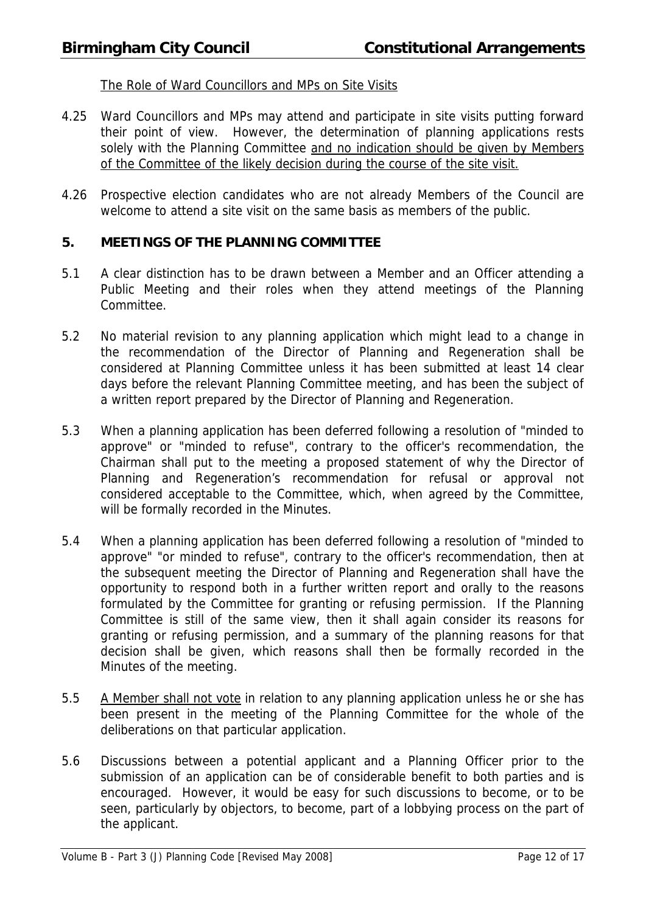The Role of Ward Councillors and MPs on Site Visits

4.25 Ward Councillors and MPs may attend and participate in site visits putting forward their point of view. However, the determination of planning applications rests solely with the Planning Committee <u>and no indication should be given by Members of the Committee of the likely decision during the course of the site visit.</u>

4.26 Prospective election candidates who are not already Members of the Council are welcome to attend a site visit on the same basis as members of the public.

## 5. MEETINGS OF THE PLANNING COMMITTEE

5.1 A clear distinction has to be drawn between a Member and an Officer attending a Public Meeting and their roles when they attend meetings of the Planning Committee.

5.2 No material revision to any planning application which might lead to a change in the recommendation of the Director of Planning and Regeneration shall be considered at Planning Committee unless it has been submitted at least 14 clear days before the relevant Planning Committee meeting, and has been the subject of a written report prepared by the Director of Planning and Regeneration.

5.3 When a planning application has been deferred following a resolution of "minded to approve" or "minded to refuse", contrary to the officer's recommendation, the Chairman shall put to the meeting a proposed statement of why the Director of Planning and Regeneration's recommendation for refusal or approval not considered acceptable to the Committee, which, when agreed by the Committee, will be formally recorded in the Minutes.

5.4 When a planning application has been deferred following a resolution of "minded to approve" "or minded to refuse", contrary to the officer's recommendation, then at the subsequent meeting the Director of Planning and Regeneration shall have the opportunity to respond both in a further written report and orally to the reasons formulated by the Committee for granting or refusing permission. If the Planning Committee is still of the same view, then it shall again consider its reasons for granting or refusing permission, and a summary of the planning reasons for that decision shall be given, which reasons shall then be formally recorded in the Minutes of the meeting.

5.5 <u>A Member shall not vote</u> in relation to any planning application unless he or she has been present in the meeting of the Planning Committee for the whole of the deliberations on that particular application.

5.6 Discussions between a potential applicant and a Planning Officer prior to the submission of an application can be of considerable benefit to both parties and is encouraged. However, it would be easy for such discussions to become, or to be seen, particularly by objectors, to become, part of a lobbying process on the part of the applicant.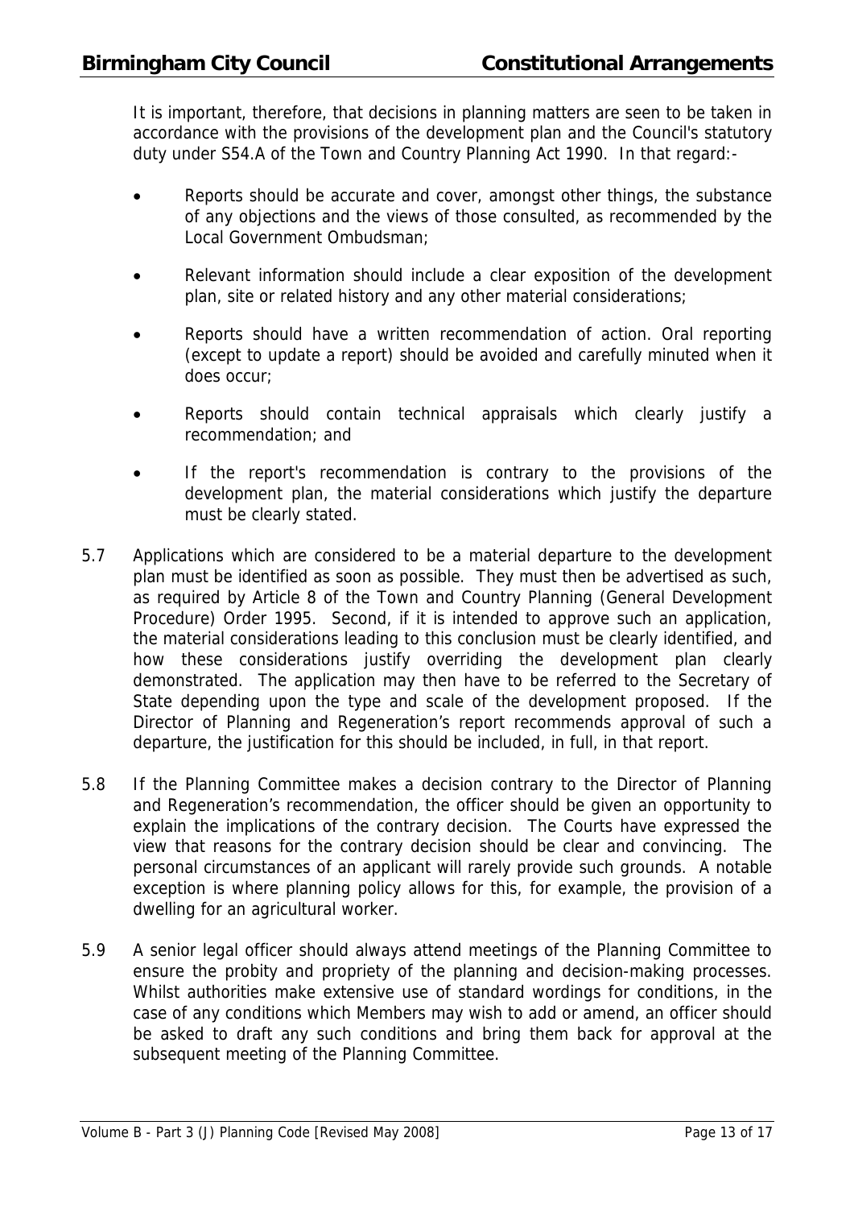It is important, therefore, that decisions in planning matters are seen to be taken in accordance with the provisions of the development plan and the Council's statutory duty under S54.A of the Town and Country Planning Act 1990. In that regard:-

- Reports should be accurate and cover, amongst other things, the substance of any objections and the views of those consulted, as recommended by the Local Government Ombudsman;
- Relevant information should include a clear exposition of the development plan, site or related history and any other material considerations;
- Reports should have a written recommendation of action. Oral reporting (except to update a report) should be avoided and carefully minuted when it does occur;
- Reports should contain technical appraisals which clearly justify a recommendation; and
- If the report's recommendation is contrary to the provisions of the development plan, the material considerations which justify the departure must be clearly stated.

5.7 Applications which are considered to be a material departure to the development plan must be identified as soon as possible. They must then be advertised as such, as required by Article 8 of the Town and Country Planning (General Development Procedure) Order 1995. Second, if it is intended to approve such an application, the material considerations leading to this conclusion must be clearly identified, and how these considerations justify overriding the development plan clearly demonstrated. The application may then have to be referred to the Secretary of State depending upon the type and scale of the development proposed. If the Director of Planning and Regeneration's report recommends approval of such a departure, the justification for this should be included, in full, in that report.

5.8 If the Planning Committee makes a decision contrary to the Director of Planning and Regeneration's recommendation, the officer should be given an opportunity to explain the implications of the contrary decision. The Courts have expressed the view that reasons for the contrary decision should be clear and convincing. The personal circumstances of an applicant will rarely provide such grounds. A notable exception is where planning policy allows for this, for example, the provision of a dwelling for an agricultural worker.

5.9 A senior legal officer should always attend meetings of the Planning Committee to ensure the probity and propriety of the planning and decision-making processes. Whilst authorities make extensive use of standard wordings for conditions, in the case of any conditions which Members may wish to add or amend, an officer should be asked to draft any such conditions and bring them back for approval at the subsequent meeting of the Planning Committee.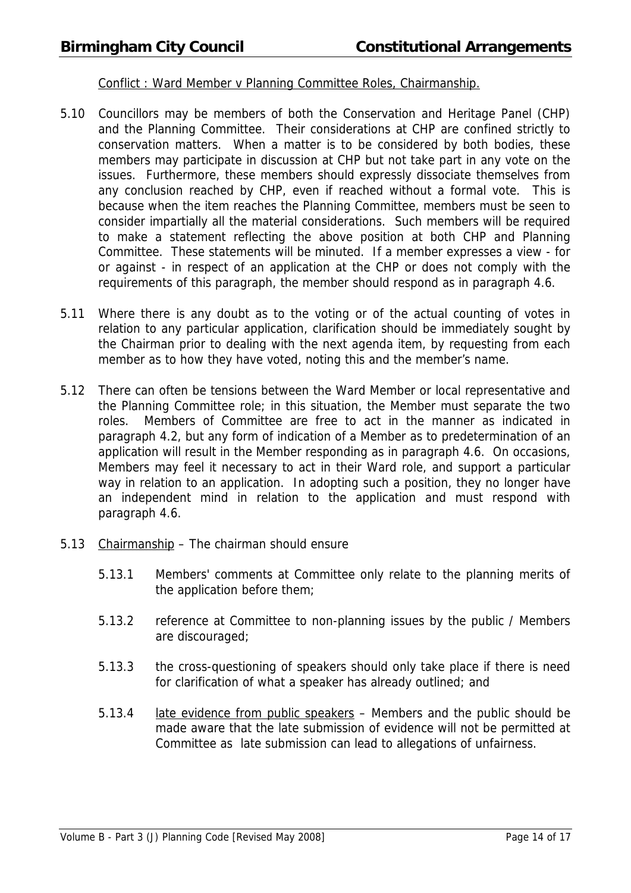Conflict : Ward Member v Planning Committee Roles, Chairmanship.

5.10 Councillors may be members of both the Conservation and Heritage Panel (CHP) and the Planning Committee. Their considerations at CHP are confined strictly to conservation matters. When a matter is to be considered by both bodies, these members may participate in discussion at CHP but not take part in any vote on the issues. Furthermore, these members should expressly dissociate themselves from any conclusion reached by CHP, even if reached without a formal vote. This is because when the item reaches the Planning Committee, members must be seen to consider impartially all the material considerations. Such members will be required to make a statement reflecting the above position at both CHP and Planning Committee. These statements will be minuted. If a member expresses a view - for or against - in respect of an application at the CHP or does not comply with the requirements of this paragraph, the member should respond as in paragraph 4.6.

5.11 Where there is any doubt as to the voting or of the actual counting of votes in relation to any particular application, clarification should be immediately sought by the Chairman prior to dealing with the next agenda item, by requesting from each member as to how they have voted, noting this and the member's name.

5.12 There can often be tensions between the Ward Member or local representative and the Planning Committee role; in this situation, the Member must separate the two roles. Members of Committee are free to act in the manner as indicated in paragraph 4.2, but any form of indication of a Member as to predetermination of an application will result in the Member responding as in paragraph 4.6. On occasions, Members may feel it necessary to act in their Ward role, and support a particular way in relation to an application. In adopting such a position, they no longer have an independent mind in relation to the application and must respond with paragraph 4.6.

5.13 Chairmanship – The chairman should ensure

5.13.1 Members' comments at Committee only relate to the planning merits of the application before them;

5.13.2 reference at Committee to non-planning issues by the public / Members are discouraged;

5.13.3 the cross-questioning of speakers should only take place if there is need for clarification of what a speaker has already outlined; and

5.13.4 late evidence from public speakers – Members and the public should be made aware that the late submission of evidence will not be permitted at Committee as late submission can lead to allegations of unfairness.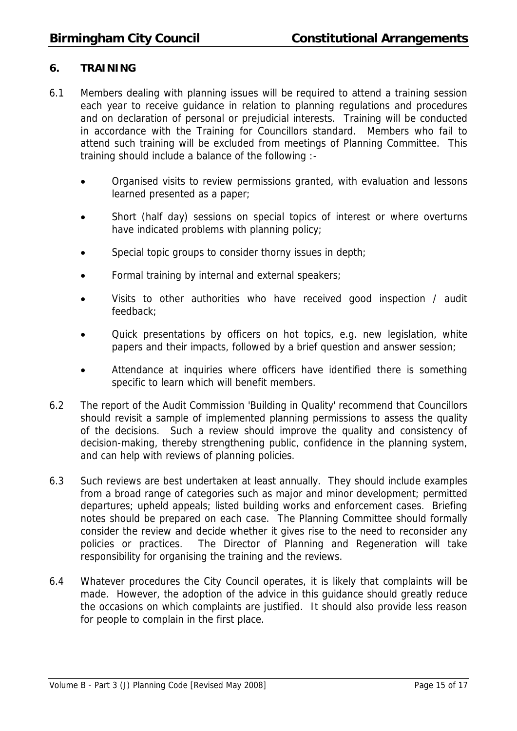## 6. TRAINING

6.1 Members dealing with planning issues will be required to attend a training session each year to receive guidance in relation to planning regulations and procedures and on declaration of personal or prejudicial interests. Training will be conducted in accordance with the Training for Councillors standard. Members who fail to attend such training will be excluded from meetings of Planning Committee. This training should include a balance of the following :-

- Organised visits to review permissions granted, with evaluation and lessons learned presented as a paper;
- Short (half day) sessions on special topics of interest or where overturns have indicated problems with planning policy;
- Special topic groups to consider thorny issues in depth;
- Formal training by internal and external speakers;
- Visits to other authorities who have received good inspection / audit feedback;
- Quick presentations by officers on hot topics, e.g. new legislation, white papers and their impacts, followed by a brief question and answer session;
- Attendance at inquiries where officers have identified there is something specific to learn which will benefit members.

6.2 The report of the Audit Commission 'Building in Quality' recommend that Councillors should revisit a sample of implemented planning permissions to assess the quality of the decisions. Such a review should improve the quality and consistency of decision-making, thereby strengthening public, confidence in the planning system, and can help with reviews of planning policies.

6.3 Such reviews are best undertaken at least annually. They should include examples from a broad range of categories such as major and minor development; permitted departures; upheld appeals; listed building works and enforcement cases. Briefing notes should be prepared on each case. The Planning Committee should formally consider the review and decide whether it gives rise to the need to reconsider any policies or practices. The Director of Planning and Regeneration will take responsibility for organising the training and the reviews.

6.4 Whatever procedures the City Council operates, it is likely that complaints will be made. However, the adoption of the advice in this guidance should greatly reduce the occasions on which complaints are justified. It should also provide less reason for people to complain in the first place.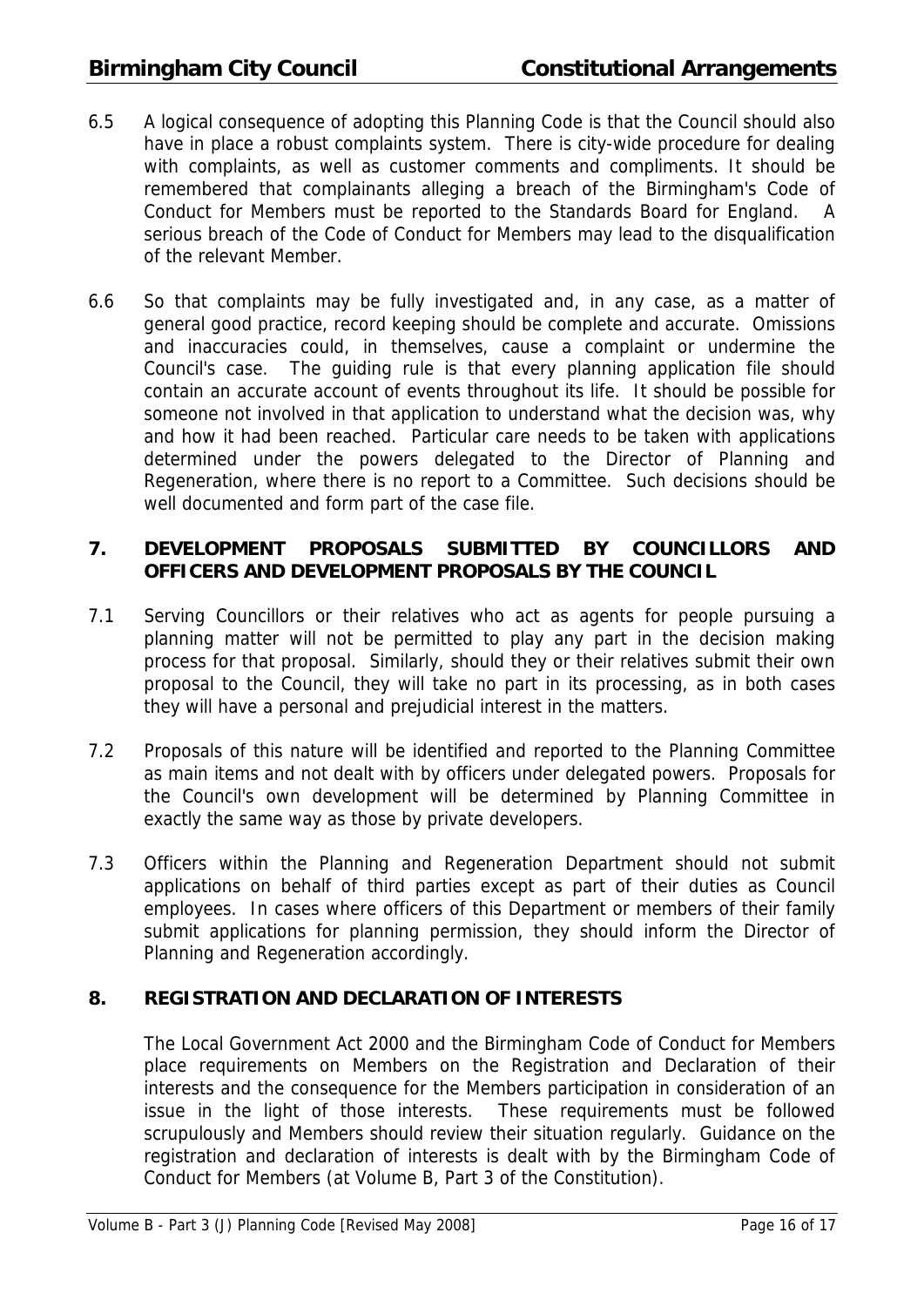6.5 A logical consequence of adopting this Planning Code is that the Council should also have in place a robust complaints system. There is city-wide procedure for dealing with complaints, as well as customer comments and compliments. It should be remembered that complainants alleging a breach of the Birmingham's Code of Conduct for Members must be reported to the Standards Board for England. A serious breach of the Code of Conduct for Members may lead to the disqualification of the relevant Member.

6.6 So that complaints may be fully investigated and, in any case, as a matter of general good practice, record keeping should be complete and accurate. Omissions and inaccuracies could, in themselves, cause a complaint or undermine the Council's case. The guiding rule is that every planning application file should contain an accurate account of events throughout its life. It should be possible for someone not involved in that application to understand what the decision was, why and how it had been reached. Particular care needs to be taken with applications determined under the powers delegated to the Director of Planning and Regeneration, where there is no report to a Committee. Such decisions should be well documented and form part of the case file.

## 7. DEVELOPMENT PROPOSALS SUBMITTED BY COUNCILLORS AND OFFICERS AND DEVELOPMENT PROPOSALS BY THE COUNCIL

7.1 Serving Councillors or their relatives who act as agents for people pursuing a planning matter will not be permitted to play any part in the decision making process for that proposal. Similarly, should they or their relatives submit their own proposal to the Council, they will take no part in its processing, as in both cases they will have a personal and prejudicial interest in the matters.

7.2 Proposals of this nature will be identified and reported to the Planning Committee as main items and not dealt with by officers under delegated powers. Proposals for the Council's own development will be determined by Planning Committee in exactly the same way as those by private developers.

7.3 Officers within the Planning and Regeneration Department should not submit applications on behalf of third parties except as part of their duties as Council employees. In cases where officers of this Department or members of their family submit applications for planning permission, they should inform the Director of Planning and Regeneration accordingly.

## 8. REGISTRATION AND DECLARATION OF INTERESTS

The Local Government Act 2000 and the Birmingham Code of Conduct for Members place requirements on Members on the Registration and Declaration of their interests and the consequence for the Members participation in consideration of an issue in the light of those interests. These requirements must be followed scrupulously and Members should review their situation regularly. Guidance on the registration and declaration of interests is dealt with by the Birmingham Code of Conduct for Members (at Volume B, Part 3 of the Constitution).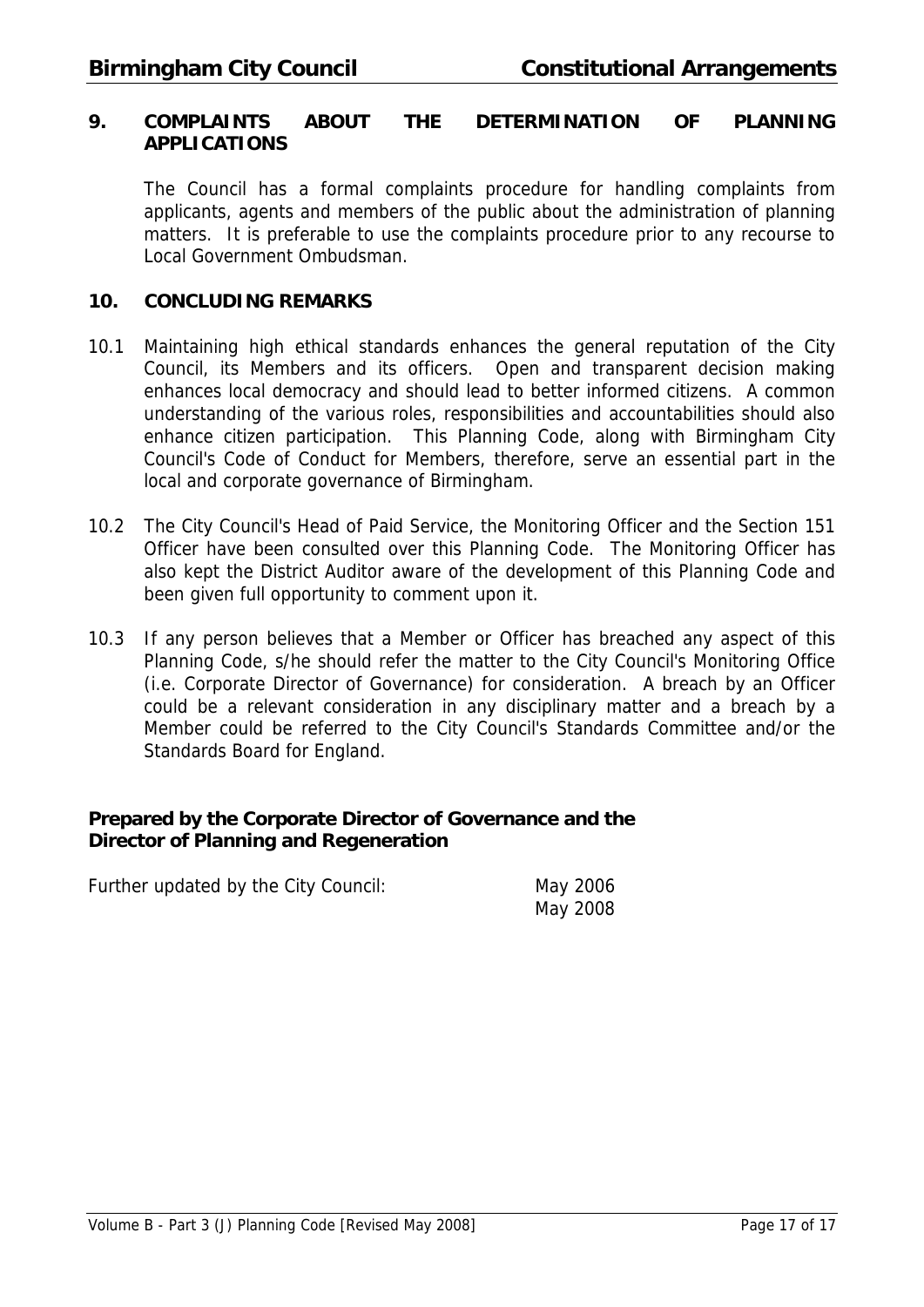## 9. COMPLAINTS ABOUT THE DETERMINATION OF PLANNING APPLICATIONS

The Council has a formal complaints procedure for handling complaints from applicants, agents and members of the public about the administration of planning matters. It is preferable to use the complaints procedure prior to any recourse to Local Government Ombudsman.

## 10. CONCLUDING REMARKS

10.1 Maintaining high ethical standards enhances the general reputation of the City Council, its Members and its officers. Open and transparent decision making enhances local democracy and should lead to better informed citizens. A common understanding of the various roles, responsibilities and accountabilities should also enhance citizen participation. This Planning Code, along with Birmingham City Council's Code of Conduct for Members, therefore, serve an essential part in the local and corporate governance of Birmingham.

10.2 The City Council's Head of Paid Service, the Monitoring Officer and the Section 151 Officer have been consulted over this Planning Code. The Monitoring Officer has also kept the District Auditor aware of the development of this Planning Code and been given full opportunity to comment upon it.

10.3 If any person believes that a Member or Officer has breached any aspect of this Planning Code, s/he should refer the matter to the City Council's Monitoring Office (i.e. Corporate Director of Governance) for consideration. A breach by an Officer could be a relevant consideration in any disciplinary matter and a breach by a Member could be referred to the City Council's Standards Committee and/or the Standards Board for England.

**Prepared by the Corporate Director of Governance and the Director of Planning and Regeneration**

Further updated by the City Council: May 2006
May 2008